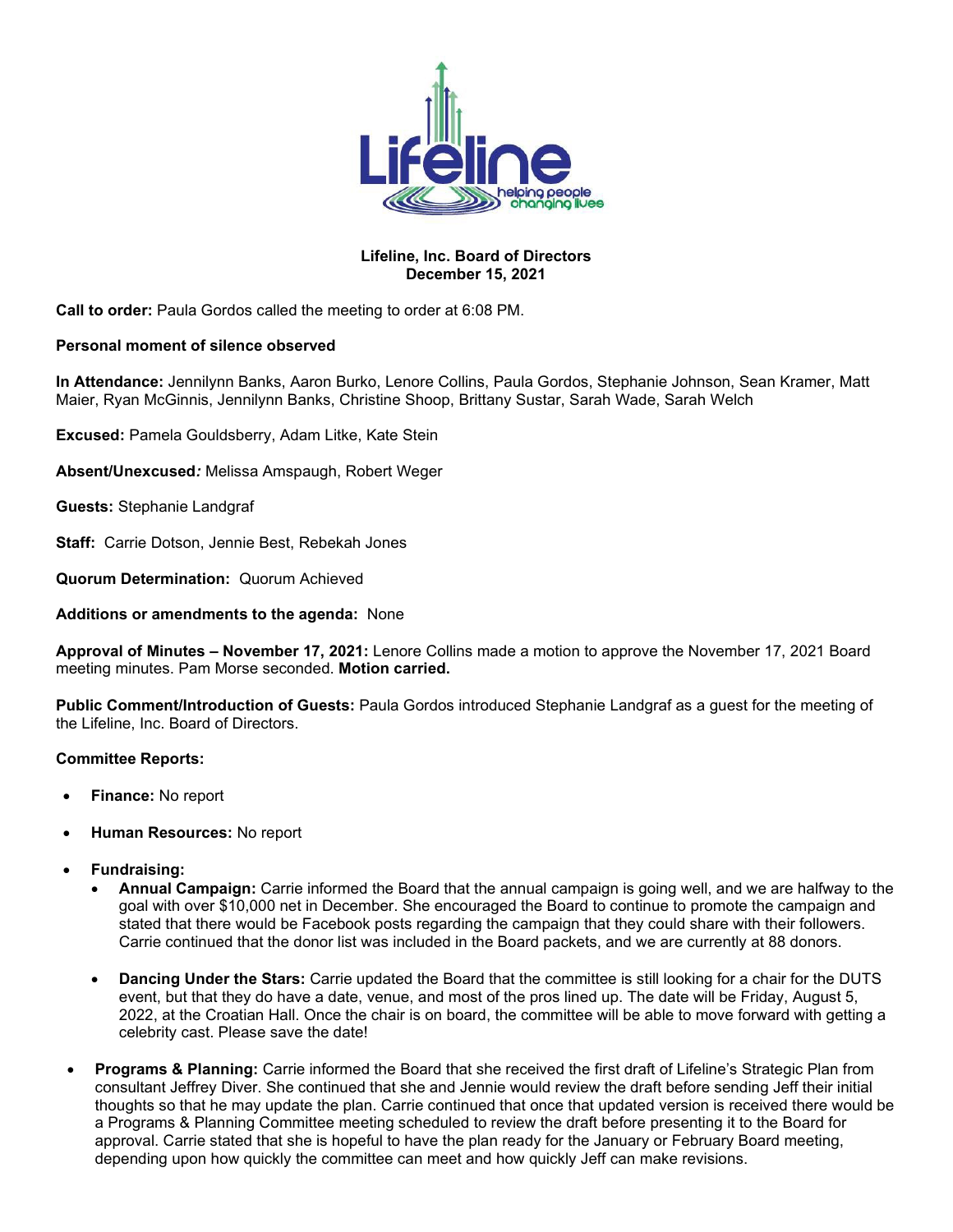**Lifeline, Inc. Board of Directors**
**December 15, 2021**

**Call to order:** Paula Gordos called the meeting to order at 6:08 PM.

**Personal moment of silence observed**

**In Attendance:** Jennilynn Banks, Aaron Burko, Lenore Collins, Paula Gordos, Stephanie Johnson, Sean Kramer, Matt Maier, Ryan McGinnis, Jennilynn Banks, Christine Shoop, Brittany Sustar, Sarah Wade, Sarah Welch

**Excused:** Pamela Gouldsberry, Adam Litke, Kate Stein

**Absent/Unexcused***:* Melissa Amspaugh, Robert Weger

**Guests:** Stephanie Landgraf

**Staff:** Carrie Dotson, Jennie Best, Rebekah Jones

**Quorum Determination:** Quorum Achieved

**Additions or amendments to the agenda:** None

**Approval of Minutes – November 17, 2021:** Lenore Collins made a motion to approve the November 17, 2021 Board meeting minutes. Pam Morse seconded. **Motion carried.**

**Public Comment/Introduction of Guests:** Paula Gordos introduced Stephanie Landgraf as a guest for the meeting of the Lifeline, Inc. Board of Directors.

**Committee Reports:**

- **Finance:** No report
- **Human Resources:** No report
- **Fundraising:**
  - **Annual Campaign:** Carrie informed the Board that the annual campaign is going well, and we are halfway to the goal with over $10,000 net in December. She encouraged the Board to continue to promote the campaign and stated that there would be Facebook posts regarding the campaign that they could share with their followers. Carrie continued that the donor list was included in the Board packets, and we are currently at 88 donors.
  - **Dancing Under the Stars:** Carrie updated the Board that the committee is still looking for a chair for the DUTS event, but that they do have a date, venue, and most of the pros lined up. The date will be Friday, August 5, 2022, at the Croatian Hall. Once the chair is on board, the committee will be able to move forward with getting a celebrity cast. Please save the date!
- **Programs & Planning:** Carrie informed the Board that she received the first draft of Lifeline's Strategic Plan from consultant Jeffrey Diver. She continued that she and Jennie would review the draft before sending Jeff their initial thoughts so that he may update the plan. Carrie continued that once that updated version is received there would be a Programs & Planning Committee meeting scheduled to review the draft before presenting it to the Board for approval. Carrie stated that she is hopeful to have the plan ready for the January or February Board meeting, depending upon how quickly the committee can meet and how quickly Jeff can make revisions.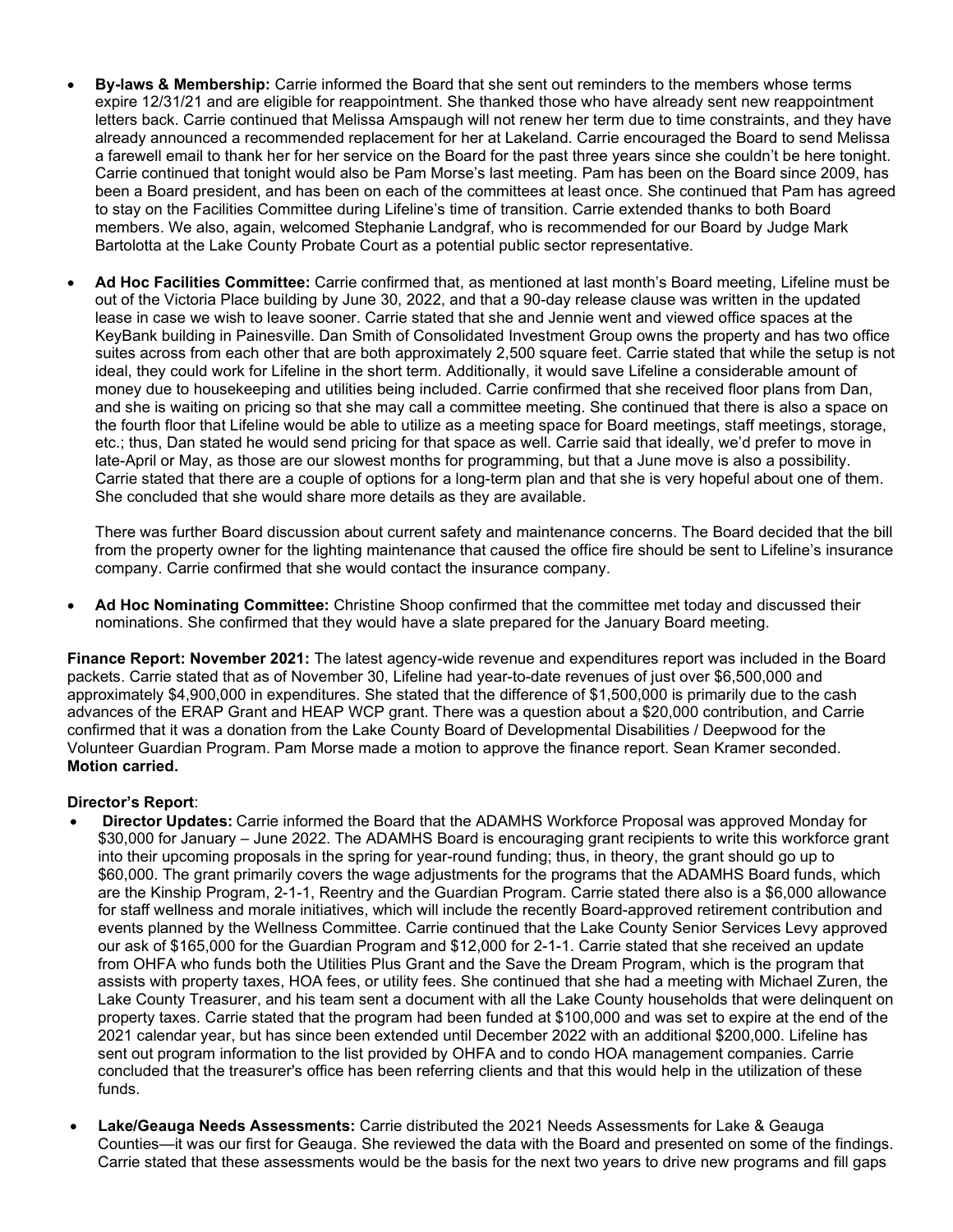- **By-laws & Membership:** Carrie informed the Board that she sent out reminders to the members whose terms expire 12/31/21 and are eligible for reappointment. She thanked those who have already sent new reappointment letters back. Carrie continued that Melissa Amspaugh will not renew her term due to time constraints, and they have already announced a recommended replacement for her at Lakeland. Carrie encouraged the Board to send Melissa a farewell email to thank her for her service on the Board for the past three years since she couldn't be here tonight. Carrie continued that tonight would also be Pam Morse's last meeting. Pam has been on the Board since 2009, has been a Board president, and has been on each of the committees at least once. She continued that Pam has agreed to stay on the Facilities Committee during Lifeline's time of transition. Carrie extended thanks to both Board members. We also, again, welcomed Stephanie Landgraf, who is recommended for our Board by Judge Mark Bartolotta at the Lake County Probate Court as a potential public sector representative.

- **Ad Hoc Facilities Committee:** Carrie confirmed that, as mentioned at last month's Board meeting, Lifeline must be out of the Victoria Place building by June 30, 2022, and that a 90-day release clause was written in the updated lease in case we wish to leave sooner. Carrie stated that she and Jennie went and viewed office spaces at the KeyBank building in Painesville. Dan Smith of Consolidated Investment Group owns the property and has two office suites across from each other that are both approximately 2,500 square feet. Carrie stated that while the setup is not ideal, they could work for Lifeline in the short term. Additionally, it would save Lifeline a considerable amount of money due to housekeeping and utilities being included. Carrie confirmed that she received floor plans from Dan, and she is waiting on pricing so that she may call a committee meeting. She continued that there is also a space on the fourth floor that Lifeline would be able to utilize as a meeting space for Board meetings, staff meetings, storage, etc.; thus, Dan stated he would send pricing for that space as well. Carrie said that ideally, we'd prefer to move in late-April or May, as those are our slowest months for programming, but that a June move is also a possibility. Carrie stated that there are a couple of options for a long-term plan and that she is very hopeful about one of them. She concluded that she would share more details as they are available.

  There was further Board discussion about current safety and maintenance concerns. The Board decided that the bill from the property owner for the lighting maintenance that caused the office fire should be sent to Lifeline's insurance company. Carrie confirmed that she would contact the insurance company.

- **Ad Hoc Nominating Committee:** Christine Shoop confirmed that the committee met today and discussed their nominations. She confirmed that they would have a slate prepared for the January Board meeting.

**Finance Report: November 2021:** The latest agency-wide revenue and expenditures report was included in the Board packets. Carrie stated that as of November 30, Lifeline had year-to-date revenues of just over $6,500,000 and approximately $4,900,000 in expenditures. She stated that the difference of $1,500,000 is primarily due to the cash advances of the ERAP Grant and HEAP WCP grant. There was a question about a $20,000 contribution, and Carrie confirmed that it was a donation from the Lake County Board of Developmental Disabilities / Deepwood for the Volunteer Guardian Program. Pam Morse made a motion to approve the finance report. Sean Kramer seconded. **Motion carried.**

**Director's Report**:

- **Director Updates:** Carrie informed the Board that the ADAMHS Workforce Proposal was approved Monday for $30,000 for January – June 2022. The ADAMHS Board is encouraging grant recipients to write this workforce grant into their upcoming proposals in the spring for year-round funding; thus, in theory, the grant should go up to $60,000. The grant primarily covers the wage adjustments for the programs that the ADAMHS Board funds, which are the Kinship Program, 2-1-1, Reentry and the Guardian Program. Carrie stated there also is a $6,000 allowance for staff wellness and morale initiatives, which will include the recently Board-approved retirement contribution and events planned by the Wellness Committee. Carrie continued that the Lake County Senior Services Levy approved our ask of $165,000 for the Guardian Program and $12,000 for 2-1-1. Carrie stated that she received an update from OHFA who funds both the Utilities Plus Grant and the Save the Dream Program, which is the program that assists with property taxes, HOA fees, or utility fees. She continued that she had a meeting with Michael Zuren, the Lake County Treasurer, and his team sent a document with all the Lake County households that were delinquent on property taxes. Carrie stated that the program had been funded at $100,000 and was set to expire at the end of the 2021 calendar year, but has since been extended until December 2022 with an additional $200,000. Lifeline has sent out program information to the list provided by OHFA and to condo HOA management companies. Carrie concluded that the treasurer's office has been referring clients and that this would help in the utilization of these funds.

- **Lake/Geauga Needs Assessments:** Carrie distributed the 2021 Needs Assessments for Lake & Geauga Counties—it was our first for Geauga. She reviewed the data with the Board and presented on some of the findings. Carrie stated that these assessments would be the basis for the next two years to drive new programs and fill gaps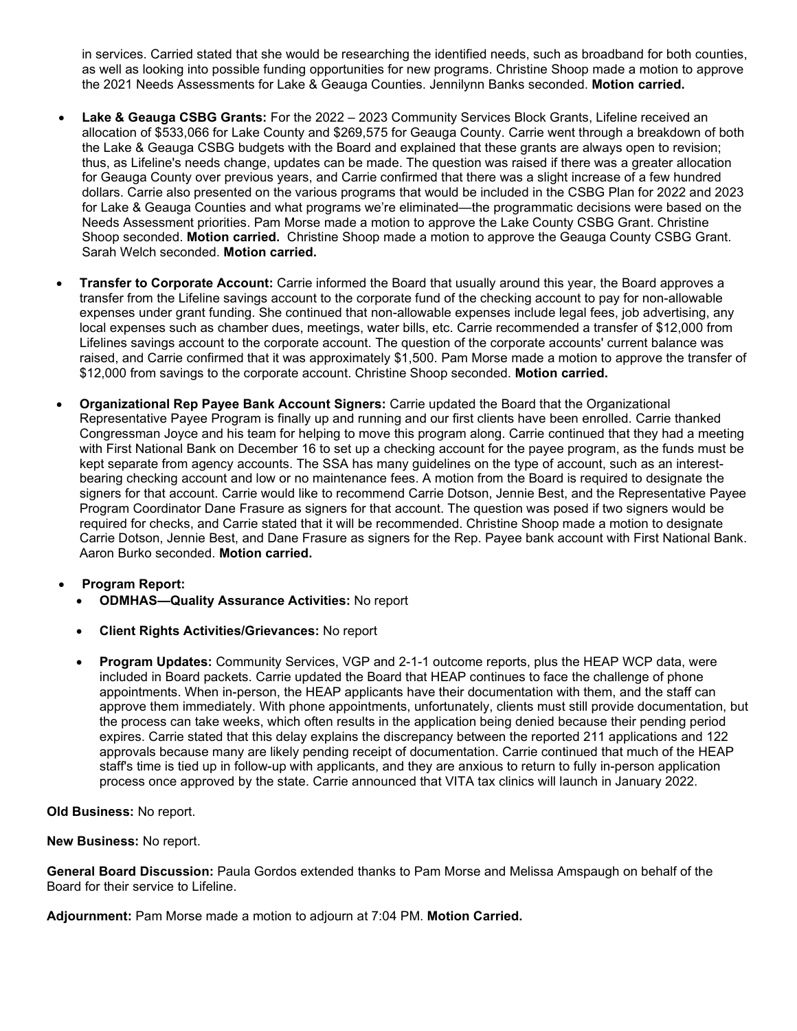in services. Carried stated that she would be researching the identified needs, such as broadband for both counties, as well as looking into possible funding opportunities for new programs. Christine Shoop made a motion to approve the 2021 Needs Assessments for Lake & Geauga Counties. Jennilynn Banks seconded. **Motion carried.**

- **Lake & Geauga CSBG Grants:** For the 2022 – 2023 Community Services Block Grants, Lifeline received an allocation of $533,066 for Lake County and $269,575 for Geauga County. Carrie went through a breakdown of both the Lake & Geauga CSBG budgets with the Board and explained that these grants are always open to revision; thus, as Lifeline's needs change, updates can be made. The question was raised if there was a greater allocation for Geauga County over previous years, and Carrie confirmed that there was a slight increase of a few hundred dollars. Carrie also presented on the various programs that would be included in the CSBG Plan for 2022 and 2023 for Lake & Geauga Counties and what programs we're eliminated—the programmatic decisions were based on the Needs Assessment priorities. Pam Morse made a motion to approve the Lake County CSBG Grant. Christine Shoop seconded. **Motion carried.** Christine Shoop made a motion to approve the Geauga County CSBG Grant. Sarah Welch seconded. **Motion carried.**

- **Transfer to Corporate Account:** Carrie informed the Board that usually around this year, the Board approves a transfer from the Lifeline savings account to the corporate fund of the checking account to pay for non-allowable expenses under grant funding. She continued that non-allowable expenses include legal fees, job advertising, any local expenses such as chamber dues, meetings, water bills, etc. Carrie recommended a transfer of $12,000 from Lifelines savings account to the corporate account. The question of the corporate accounts' current balance was raised, and Carrie confirmed that it was approximately $1,500. Pam Morse made a motion to approve the transfer of $12,000 from savings to the corporate account. Christine Shoop seconded. **Motion carried.**

- **Organizational Rep Payee Bank Account Signers:** Carrie updated the Board that the Organizational Representative Payee Program is finally up and running and our first clients have been enrolled. Carrie thanked Congressman Joyce and his team for helping to move this program along. Carrie continued that they had a meeting with First National Bank on December 16 to set up a checking account for the payee program, as the funds must be kept separate from agency accounts. The SSA has many guidelines on the type of account, such as an interest-bearing checking account and low or no maintenance fees. A motion from the Board is required to designate the signers for that account. Carrie would like to recommend Carrie Dotson, Jennie Best, and the Representative Payee Program Coordinator Dane Frasure as signers for that account. The question was posed if two signers would be required for checks, and Carrie stated that it will be recommended. Christine Shoop made a motion to designate Carrie Dotson, Jennie Best, and Dane Frasure as signers for the Rep. Payee bank account with First National Bank. Aaron Burko seconded. **Motion carried.**

- **Program Report:**
  - **ODMHAS—Quality Assurance Activities:** No report
  - **Client Rights Activities/Grievances:** No report
  - **Program Updates:** Community Services, VGP and 2-1-1 outcome reports, plus the HEAP WCP data, were included in Board packets. Carrie updated the Board that HEAP continues to face the challenge of phone appointments. When in-person, the HEAP applicants have their documentation with them, and the staff can approve them immediately. With phone appointments, unfortunately, clients must still provide documentation, but the process can take weeks, which often results in the application being denied because their pending period expires. Carrie stated that this delay explains the discrepancy between the reported 211 applications and 122 approvals because many are likely pending receipt of documentation. Carrie continued that much of the HEAP staff's time is tied up in follow-up with applicants, and they are anxious to return to fully in-person application process once approved by the state. Carrie announced that VITA tax clinics will launch in January 2022.

**Old Business:** No report.

**New Business:** No report.

**General Board Discussion:** Paula Gordos extended thanks to Pam Morse and Melissa Amspaugh on behalf of the Board for their service to Lifeline.

**Adjournment:** Pam Morse made a motion to adjourn at 7:04 PM. **Motion Carried.**